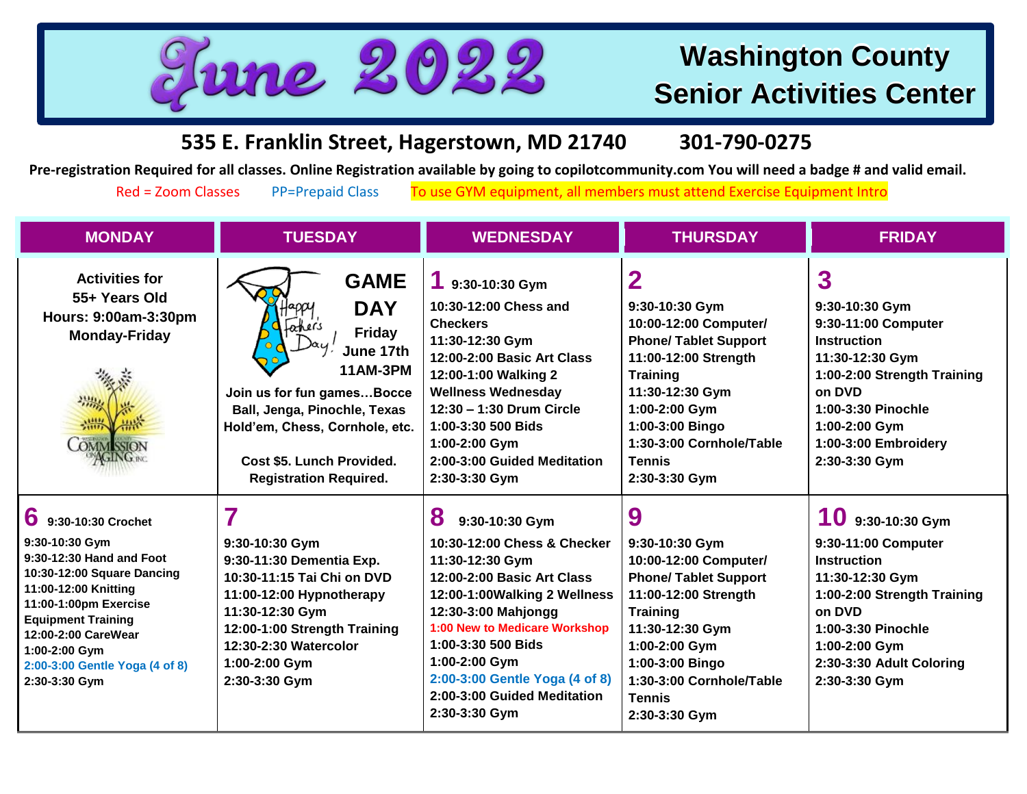# June 2022

## Washington County Senior Activities Center

**535 E. Franklin Street, Hagerstown, MD 21740 301-790-0275**

**Pre-registration Required for all classes. Online Registration available by going to copilotcommunity.com You will need a badge # and valid email.**

Red = Zoom Classes PP=Prepaid Class To use GYM equipment, all members must attend Exercise Equipment Intro

| MONDAY | TUESDAY | WEDNESDAY | THURSDAY | FRIDAY |
|---|---|---|---|---|
| **Activities for 55+ Years Old**<br>**Hours: 9:00am-3:30pm Monday-Friday** | **GAME DAY**<br>**Friday June 17th 11AM-3PM**<br>Happy Father's Day!<br>**Join us for fun games…Bocce Ball, Jenga, Pinochle, Texas Hold'em, Chess, Cornhole, etc.**<br>**Cost $5. Lunch Provided. Registration Required.** | **1**<br>9:30-10:30 Gym<br>10:30-12:00 Chess and Checkers<br>11:30-12:30 Gym<br>12:00-2:00 Basic Art Class<br>12:00-1:00 Walking 2 Wellness Wednesday<br>12:30 – 1:30 Drum Circle<br>1:00-3:30 500 Bids<br>1:00-2:00 Gym<br>2:00-3:00 Guided Meditation<br>2:30-3:30 Gym | **2**<br>9:30-10:30 Gym<br>10:00-12:00 Computer/ Phone/ Tablet Support<br>11:00-12:00 Strength Training<br>11:30-12:30 Gym<br>1:00-2:00 Gym<br>1:00-3:00 Bingo<br>1:30-3:00 Cornhole/Table Tennis<br>2:30-3:30 Gym | **3**<br>9:30-10:30 Gym<br>9:30-11:00 Computer Instruction<br>11:30-12:30 Gym<br>1:00-2:00 Strength Training on DVD<br>1:00-3:30 Pinochle<br>1:00-2:00 Gym<br>1:00-3:00 Embroidery<br>2:30-3:30 Gym |
| **6**<br>9:30-10:30 Crochet<br>9:30-10:30 Gym<br>9:30-12:30 Hand and Foot<br>10:30-12:00 Square Dancing<br>11:00-12:00 Knitting<br>11:00-1:00pm Exercise Equipment Training<br>12:00-2:00 CareWear<br>1:00-2:00 Gym<br>2:00-3:00 Gentle Yoga (4 of 8)<br>2:30-3:30 Gym | **7**<br>9:30-10:30 Gym<br>9:30-11:30 Dementia Exp.<br>10:30-11:15 Tai Chi on DVD<br>11:00-12:00 Hypnotherapy<br>11:30-12:30 Gym<br>12:00-1:00 Strength Training<br>12:30-2:30 Watercolor<br>1:00-2:00 Gym<br>2:30-3:30 Gym | **8**<br>9:30-10:30 Gym<br>10:30-12:00 Chess & Checker<br>11:30-12:30 Gym<br>12:00-2:00 Basic Art Class<br>12:00-1:00Walking 2 Wellness<br>12:30-3:00 Mahjongg<br>1:00 New to Medicare Workshop<br>1:00-3:30 500 Bids<br>1:00-2:00 Gym<br>2:00-3:00 Gentle Yoga (4 of 8)<br>2:00-3:00 Guided Meditation<br>2:30-3:30 Gym | **9**<br>9:30-10:30 Gym<br>10:00-12:00 Computer/ Phone/ Tablet Support<br>11:00-12:00 Strength Training<br>11:30-12:30 Gym<br>1:00-2:00 Gym<br>1:00-3:00 Bingo<br>1:30-3:00 Cornhole/Table Tennis<br>2:30-3:30 Gym | **10**<br>9:30-10:30 Gym<br>9:30-11:00 Computer Instruction<br>11:30-12:30 Gym<br>1:00-2:00 Strength Training on DVD<br>1:00-3:30 Pinochle<br>1:00-2:00 Gym<br>2:30-3:30 Adult Coloring<br>2:30-3:30 Gym |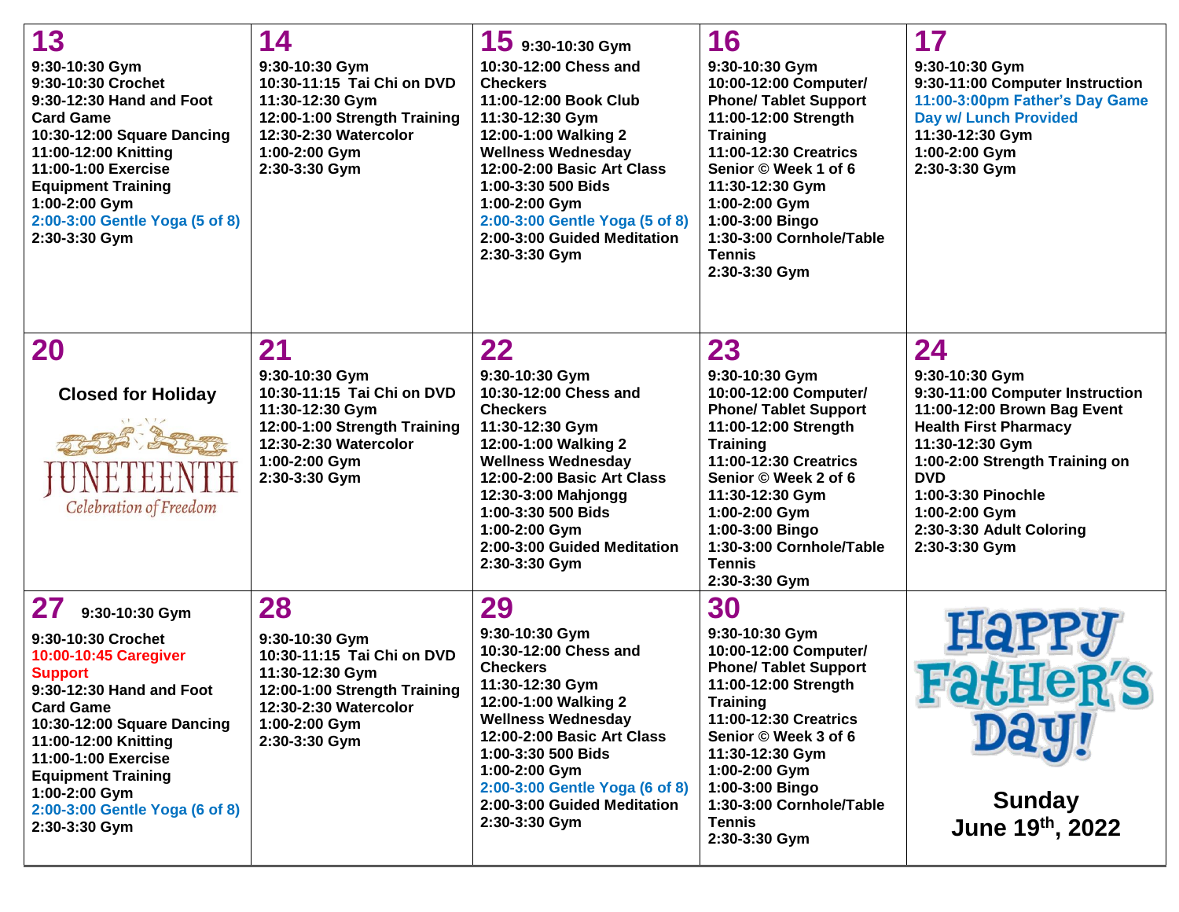| | | | | |
|---|---|---|---|---|
| **13**<br>9:30-10:30 Gym<br>9:30-10:30 Crochet<br>9:30-12:30 Hand and Foot Card Game<br>10:30-12:00 Square Dancing<br>11:00-12:00 Knitting<br>11:00-1:00 Exercise Equipment Training<br>1:00-2:00 Gym<br>2:00-3:00 Gentle Yoga (5 of 8)<br>2:30-3:30 Gym | **14**<br>9:30-10:30 Gym<br>10:30-11:15 Tai Chi on DVD<br>11:30-12:30 Gym<br>12:00-1:00 Strength Training<br>12:30-2:30 Watercolor<br>1:00-2:00 Gym<br>2:30-3:30 Gym | **15** 9:30-10:30 Gym<br>10:30-12:00 Chess and Checkers<br>11:00-12:00 Book Club<br>11:30-12:30 Gym<br>12:00-1:00 Walking 2 Wellness Wednesday<br>12:00-2:00 Basic Art Class<br>1:00-3:30 500 Bids<br>1:00-2:00 Gym<br>2:00-3:00 Gentle Yoga (5 of 8)<br>2:00-3:00 Guided Meditation<br>2:30-3:30 Gym | **16**<br>9:30-10:30 Gym<br>10:00-12:00 Computer/ Phone/ Tablet Support<br>11:00-12:00 Strength Training<br>11:00-12:30 Creatrics Senior © Week 1 of 6<br>11:30-12:30 Gym<br>1:00-2:00 Gym<br>1:00-3:00 Bingo<br>1:30-3:00 Cornhole/Table Tennis<br>2:30-3:30 Gym | **17**<br>9:30-10:30 Gym<br>9:30-11:00 Computer Instruction<br>11:00-3:00pm Father's Day Game Day w/ Lunch Provided<br>11:30-12:30 Gym<br>1:00-2:00 Gym<br>2:30-3:30 Gym |
| **20**<br>Closed for Holiday<br>JUNETEENTH<br>Celebration of Freedom | **21**<br>9:30-10:30 Gym<br>10:30-11:15 Tai Chi on DVD<br>11:30-12:30 Gym<br>12:00-1:00 Strength Training<br>12:30-2:30 Watercolor<br>1:00-2:00 Gym<br>2:30-3:30 Gym | **22**<br>9:30-10:30 Gym<br>10:30-12:00 Chess and Checkers<br>11:30-12:30 Gym<br>12:00-1:00 Walking 2 Wellness Wednesday<br>12:00-2:00 Basic Art Class<br>12:30-3:00 Mahjongg<br>1:00-3:30 500 Bids<br>1:00-2:00 Gym<br>2:00-3:00 Guided Meditation<br>2:30-3:30 Gym | **23**<br>9:30-10:30 Gym<br>10:00-12:00 Computer/ Phone/ Tablet Support<br>11:00-12:00 Strength Training<br>11:00-12:30 Creatrics Senior © Week 2 of 6<br>11:30-12:30 Gym<br>1:00-2:00 Gym<br>1:00-3:00 Bingo<br>1:30-3:00 Cornhole/Table Tennis<br>2:30-3:30 Gym | **24**<br>9:30-10:30 Gym<br>9:30-11:00 Computer Instruction<br>11:00-12:00 Brown Bag Event Health First Pharmacy<br>11:30-12:30 Gym<br>1:00-2:00 Strength Training on DVD<br>1:00-3:30 Pinochle<br>1:00-2:00 Gym<br>2:30-3:30 Adult Coloring<br>2:30-3:30 Gym |
| **27** 9:30-10:30 Gym<br>9:30-10:30 Crochet<br>10:00-10:45 Caregiver Support<br>9:30-12:30 Hand and Foot Card Game<br>10:30-12:00 Square Dancing<br>11:00-12:00 Knitting<br>11:00-1:00 Exercise Equipment Training<br>1:00-2:00 Gym<br>2:00-3:00 Gentle Yoga (6 of 8)<br>2:30-3:30 Gym | **28**<br>9:30-10:30 Gym<br>10:30-11:15 Tai Chi on DVD<br>11:30-12:30 Gym<br>12:00-1:00 Strength Training<br>12:30-2:30 Watercolor<br>1:00-2:00 Gym<br>2:30-3:30 Gym | **29**<br>9:30-10:30 Gym<br>10:30-12:00 Chess and Checkers<br>11:30-12:30 Gym<br>12:00-1:00 Walking 2 Wellness Wednesday<br>12:00-2:00 Basic Art Class<br>1:00-3:30 500 Bids<br>1:00-2:00 Gym<br>2:00-3:00 Gentle Yoga (6 of 8)<br>2:00-3:00 Guided Meditation<br>2:30-3:30 Gym | **30**<br>9:30-10:30 Gym<br>10:00-12:00 Computer/ Phone/ Tablet Support<br>11:00-12:00 Strength Training<br>11:00-12:30 Creatrics Senior © Week 3 of 6<br>11:30-12:30 Gym<br>1:00-2:00 Gym<br>1:00-3:00 Bingo<br>1:30-3:00 Cornhole/Table Tennis<br>2:30-3:30 Gym | HAPPY FATHER'S DAY!<br>Sunday June 19th, 2022 |